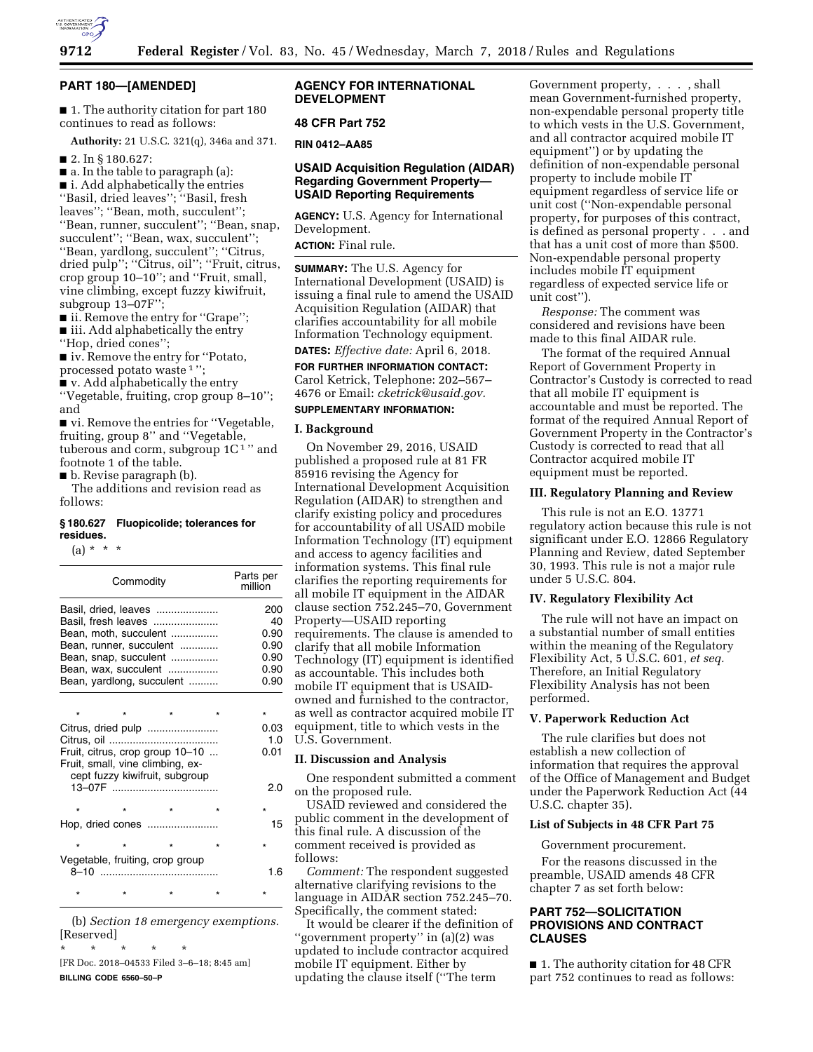## PART 180—[AMENDED]

■ 1. The authority citation for part 180 continues to read as follows:

**Authority:** 21 U.S.C. 321(q), 346a and 371.

■ 2. In § 180.627:

■ a. In the table to paragraph (a):

■ i. Add alphabetically the entries "Basil, dried leaves"; "Basil, fresh leaves"; "Bean, moth, succulent"; "Bean, runner, succulent"; "Bean, snap, succulent"; "Bean, wax, succulent"; "Bean, yardlong, succulent"; "Citrus, dried pulp"; "Citrus, oil"; "Fruit, citrus, crop group 10–10"; and "Fruit, small, vine climbing, except fuzzy kiwifruit, subgroup 13–07F";

■ ii. Remove the entry for "Grape";

■ iii. Add alphabetically the entry "Hop, dried cones";

■ iv. Remove the entry for "Potato, processed potato waste [1]";

■ v. Add alphabetically the entry "Vegetable, fruiting, crop group 8–10"; and

■ vi. Remove the entries for "Vegetable, fruiting, group 8" and "Vegetable, tuberous and corm, subgroup 1C [1]" and footnote 1 of the table.

■ b. Revise paragraph (b).

The additions and revision read as follows:

### § 180.627 Fluopicolide; tolerances for residues.

(a) * * *

| Commodity | Parts per million |
|---|---|
| Basil, dried, leaves | 200 |
| Basil, fresh leaves | 40 |
| Bean, moth, succulent | 0.90 |
| Bean, runner, succulent | 0.90 |
| Bean, snap, succulent | 0.90 |
| Bean, wax, succulent | 0.90 |
| Bean, yardlong, succulent | 0.90 |
| * * * * | * |
| Citrus, dried pulp | 0.03 |
| Citrus, oil | 1.0 |
| Fruit, citrus, crop group 10–10 | 0.01 |
| Fruit, small, vine climbing, except fuzzy kiwifruit, subgroup 13–07F | 2.0 |
| * * * * | * |
| Hop, dried cones | 15 |
| * * * * | * |
| Vegetable, fruiting, crop group 8–10 | 1.6 |
| * * * * | * |

(b) *Section 18 emergency exemptions.* [Reserved]

\* \* \* \* \*

[FR Doc. 2018–04533 Filed 3–6–18; 8:45 am]

**BILLING CODE 6560–50–P**

## AGENCY FOR INTERNATIONAL DEVELOPMENT

### 48 CFR Part 752

**RIN 0412–AA85**

### USAID Acquisition Regulation (AIDAR) Regarding Government Property—USAID Reporting Requirements

**AGENCY:** U.S. Agency for International Development.

**ACTION:** Final rule.

**SUMMARY:** The U.S. Agency for International Development (USAID) is issuing a final rule to amend the USAID Acquisition Regulation (AIDAR) that clarifies accountability for all mobile Information Technology equipment.

**DATES:** *Effective date:* April 6, 2018.

**FOR FURTHER INFORMATION CONTACT:** Carol Ketrick, Telephone: 202–567–4676 or Email: *cketrick@usaid.gov.*

**SUPPLEMENTARY INFORMATION:**

#### I. Background

On November 29, 2016, USAID published a proposed rule at 81 FR 85916 revising the Agency for International Development Acquisition Regulation (AIDAR) to strengthen and clarify existing policy and procedures for accountability of all USAID mobile Information Technology (IT) equipment and access to agency facilities and information systems. This final rule clarifies the reporting requirements for all mobile IT equipment in the AIDAR clause section 752.245–70, Government Property—USAID reporting requirements. The clause is amended to clarify that all mobile Information Technology (IT) equipment is identified as accountable. This includes both mobile IT equipment that is USAID-owned and furnished to the contractor, as well as contractor acquired mobile IT equipment, title to which vests in the U.S. Government.

#### II. Discussion and Analysis

One respondent submitted a comment on the proposed rule.

USAID reviewed and considered the public comment in the development of this final rule. A discussion of the comment received is provided as follows:

*Comment:* The respondent suggested alternative clarifying revisions to the language in AIDAR section 752.245–70. Specifically, the comment stated:

It would be clearer if the definition of "government property" in (a)(2) was updated to include contractor acquired mobile IT equipment. Either by updating the clause itself ("The term Government property, . . . , shall mean Government-furnished property, non-expendable personal property title to which vests in the U.S. Government, and all contractor acquired mobile IT equipment") or by updating the definition of non-expendable personal property to include mobile IT equipment regardless of service life or unit cost ("Non-expendable personal property, for purposes of this contract, is defined as personal property . . . and that has a unit cost of more than $500. Non-expendable personal property includes mobile IT equipment regardless of expected service life or unit cost").

*Response:* The comment was considered and revisions have been made to this final AIDAR rule.

The format of the required Annual Report of Government Property in Contractor's Custody is corrected to read that all mobile IT equipment is accountable and must be reported. The format of the required Annual Report of Government Property in the Contractor's Custody is corrected to read that all Contractor acquired mobile IT equipment must be reported.

#### III. Regulatory Planning and Review

This rule is not an E.O. 13771 regulatory action because this rule is not significant under E.O. 12866 Regulatory Planning and Review, dated September 30, 1993. This rule is not a major rule under 5 U.S.C. 804.

#### IV. Regulatory Flexibility Act

The rule will not have an impact on a substantial number of small entities within the meaning of the Regulatory Flexibility Act, 5 U.S.C. 601, *et seq.* Therefore, an Initial Regulatory Flexibility Analysis has not been performed.

#### V. Paperwork Reduction Act

The rule clarifies but does not establish a new collection of information that requires the approval of the Office of Management and Budget under the Paperwork Reduction Act (44 U.S.C. chapter 35).

#### List of Subjects in 48 CFR Part 75

Government procurement.

For the reasons discussed in the preamble, USAID amends 48 CFR chapter 7 as set forth below:

## PART 752—SOLICITATION PROVISIONS AND CONTRACT CLAUSES

■ 1. The authority citation for 48 CFR part 752 continues to read as follows: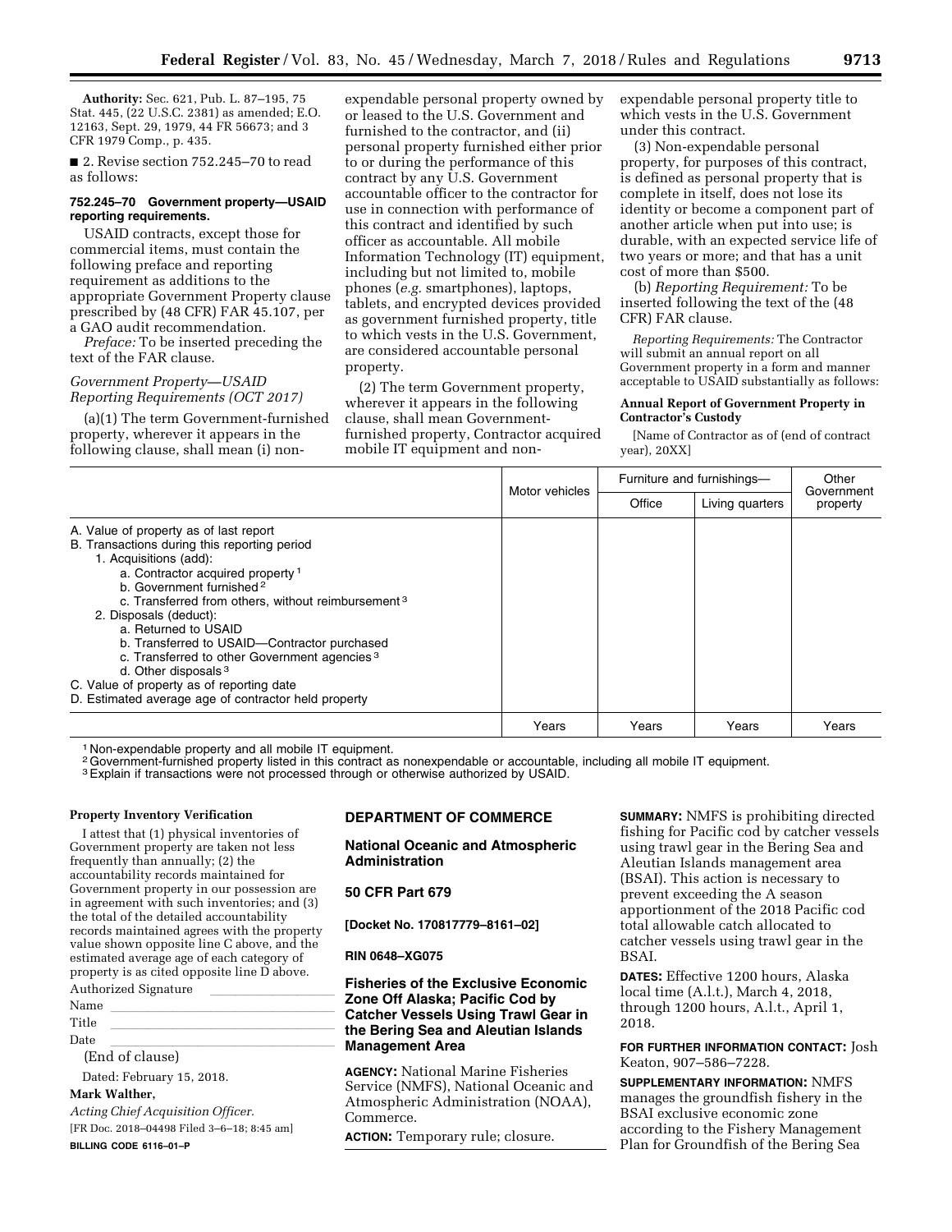**Authority:** Sec. 621, Pub. L. 87–195, 75 Stat. 445, (22 U.S.C. 2381) as amended; E.O. 12163, Sept. 29, 1979, 44 FR 56673; and 3 CFR 1979 Comp., p. 435.

■ 2. Revise section 752.245–70 to read as follows:

#### 752.245–70 Government property—USAID reporting requirements.

USAID contracts, except those for commercial items, must contain the following preface and reporting requirement as additions to the appropriate Government Property clause prescribed by (48 CFR) FAR 45.107, per a GAO audit recommendation.

*Preface:* To be inserted preceding the text of the FAR clause.

*Government Property—USAID Reporting Requirements (OCT 2017)*

(a)(1) The term Government-furnished property, wherever it appears in the following clause, shall mean (i) non-expendable personal property owned by or leased to the U.S. Government and furnished to the contractor, and (ii) personal property furnished either prior to or during the performance of this contract by any U.S. Government accountable officer to the contractor for use in connection with performance of this contract and identified by such officer as accountable. All mobile Information Technology (IT) equipment, including but not limited to, mobile phones (*e.g.* smartphones), laptops, tablets, and encrypted devices provided as government furnished property, title to which vests in the U.S. Government, are considered accountable personal property.

(2) The term Government property, wherever it appears in the following clause, shall mean Government-furnished property, Contractor acquired mobile IT equipment and non-expendable personal property title to which vests in the U.S. Government under this contract.

(3) Non-expendable personal property, for purposes of this contract, is defined as personal property that is complete in itself, does not lose its identity or become a component part of another article when put into use; is durable, with an expected service life of two years or more; and that has a unit cost of more than $500.

(b) *Reporting Requirement:* To be inserted following the text of the (48 CFR) FAR clause.

*Reporting Requirements:* The Contractor will submit an annual report on all Government property in a form and manner acceptable to USAID substantially as follows:

**Annual Report of Government Property in Contractor's Custody**

[Name of Contractor as of (end of contract year), 20XX]

| | Motor vehicles | Furniture and furnishings— | | Other Government property |
|---|---|---|---|---|
| | | Office | Living quarters | |
| A. Value of property as of last report | | | | |
| B. Transactions during this reporting period | | | | |
| 1. Acquisitions (add): | | | | |
| a. Contractor acquired property [1] | | | | |
| b. Government furnished [2] | | | | |
| c. Transferred from others, without reimbursement [3] | | | | |
| 2. Disposals (deduct): | | | | |
| a. Returned to USAID | | | | |
| b. Transferred to USAID—Contractor purchased | | | | |
| c. Transferred to other Government agencies [3] | | | | |
| d. Other disposals [3] | | | | |
| C. Value of property as of reporting date | | | | |
| D. Estimated average age of contractor held property | | | | |
| | Years | Years | Years | Years |

[1] Non-expendable property and all mobile IT equipment.
[2] Government-furnished property listed in this contract as nonexpendable or accountable, including all mobile IT equipment.
[3] Explain if transactions were not processed through or otherwise authorized by USAID.

**Property Inventory Verification**

I attest that (1) physical inventories of Government property are taken not less frequently than annually; (2) the accountability records maintained for Government property in our possession are in agreement with such inventories; and (3) the total of the detailed accountability records maintained agrees with the property value shown opposite line C above, and the estimated average age of each category of property is as cited opposite line D above.

Authorized Signature \_\_\_\_\_\_\_\_\_\_

Name \_\_\_\_\_\_\_\_\_\_

Title \_\_\_\_\_\_\_\_\_\_

Date \_\_\_\_\_\_\_\_\_\_

(End of clause)

Dated: February 15, 2018.

**Mark Walther,**

*Acting Chief Acquisition Officer.*

[FR Doc. 2018–04498 Filed 3–6–18; 8:45 am]

**BILLING CODE 6116–01–P**

## DEPARTMENT OF COMMERCE

### National Oceanic and Atmospheric Administration

### 50 CFR Part 679

**[Docket No. 170817779–8161–02]**

**RIN 0648–XG075**

### Fisheries of the Exclusive Economic Zone Off Alaska; Pacific Cod by Catcher Vessels Using Trawl Gear in the Bering Sea and Aleutian Islands Management Area

**AGENCY:** National Marine Fisheries Service (NMFS), National Oceanic and Atmospheric Administration (NOAA), Commerce.

**ACTION:** Temporary rule; closure.

**SUMMARY:** NMFS is prohibiting directed fishing for Pacific cod by catcher vessels using trawl gear in the Bering Sea and Aleutian Islands management area (BSAI). This action is necessary to prevent exceeding the A season apportionment of the 2018 Pacific cod total allowable catch allocated to catcher vessels using trawl gear in the BSAI.

**DATES:** Effective 1200 hours, Alaska local time (A.l.t.), March 4, 2018, through 1200 hours, A.l.t., April 1, 2018.

**FOR FURTHER INFORMATION CONTACT:** Josh Keaton, 907–586–7228.

**SUPPLEMENTARY INFORMATION:** NMFS manages the groundfish fishery in the BSAI exclusive economic zone according to the Fishery Management Plan for Groundfish of the Bering Sea